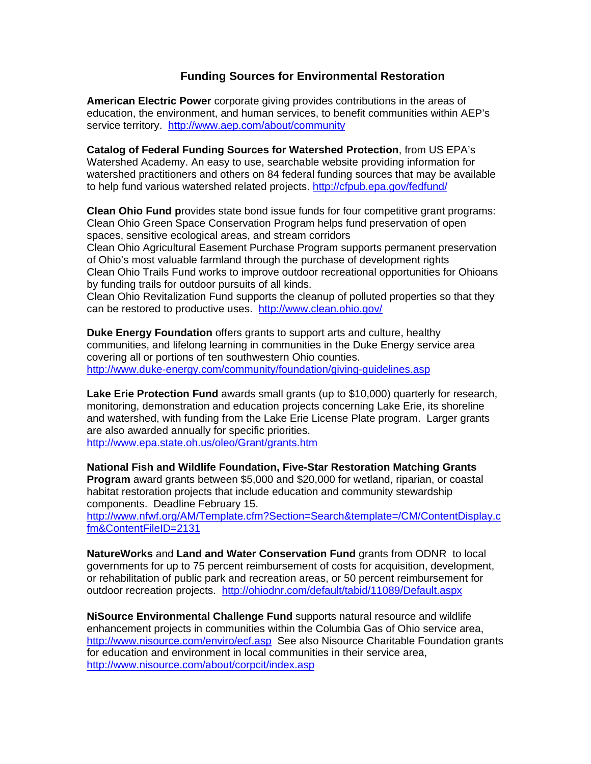# Funding Sources for Environmental Restoration

**American Electric Power** corporate giving provides contributions in the areas of education, the environment, and human services, to benefit communities within AEP's service territory. http://www.aep.com/about/community

**Catalog of Federal Funding Sources for Watershed Protection**, from US EPA's Watershed Academy. An easy to use, searchable website providing information for watershed practitioners and others on 84 federal funding sources that may be available to help fund various watershed related projects. http://cfpub.epa.gov/fedfund/

**Clean Ohio Fund p**rovides state bond issue funds for four competitive grant programs:
Clean Ohio Green Space Conservation Program helps fund preservation of open spaces, sensitive ecological areas, and stream corridors
Clean Ohio Agricultural Easement Purchase Program supports permanent preservation of Ohio's most valuable farmland through the purchase of development rights
Clean Ohio Trails Fund works to improve outdoor recreational opportunities for Ohioans by funding trails for outdoor pursuits of all kinds.
Clean Ohio Revitalization Fund supports the cleanup of polluted properties so that they can be restored to productive uses. http://www.clean.ohio.gov/

**Duke Energy Foundation** offers grants to support arts and culture, healthy communities, and lifelong learning in communities in the Duke Energy service area covering all or portions of ten southwestern Ohio counties.
http://www.duke-energy.com/community/foundation/giving-guidelines.asp

**Lake Erie Protection Fund** awards small grants (up to $10,000) quarterly for research, monitoring, demonstration and education projects concerning Lake Erie, its shoreline and watershed, with funding from the Lake Erie License Plate program. Larger grants are also awarded annually for specific priorities.
http://www.epa.state.oh.us/oleo/Grant/grants.htm

**National Fish and Wildlife Foundation, Five-Star Restoration Matching Grants Program** award grants between $5,000 and $20,000 for wetland, riparian, or coastal habitat restoration projects that include education and community stewardship components. Deadline February 15.
http://www.nfwf.org/AM/Template.cfm?Section=Search&template=/CM/ContentDisplay.cfm&ContentFileID=2131

**NatureWorks** and **Land and Water Conservation Fund** grants from ODNR to local governments for up to 75 percent reimbursement of costs for acquisition, development, or rehabilitation of public park and recreation areas, or 50 percent reimbursement for outdoor recreation projects. http://ohiodnr.com/default/tabid/11089/Default.aspx

**NiSource Environmental Challenge Fund** supports natural resource and wildlife enhancement projects in communities within the Columbia Gas of Ohio service area, http://www.nisource.com/enviro/ecf.asp See also Nisource Charitable Foundation grants for education and environment in local communities in their service area, http://www.nisource.com/about/corpcit/index.asp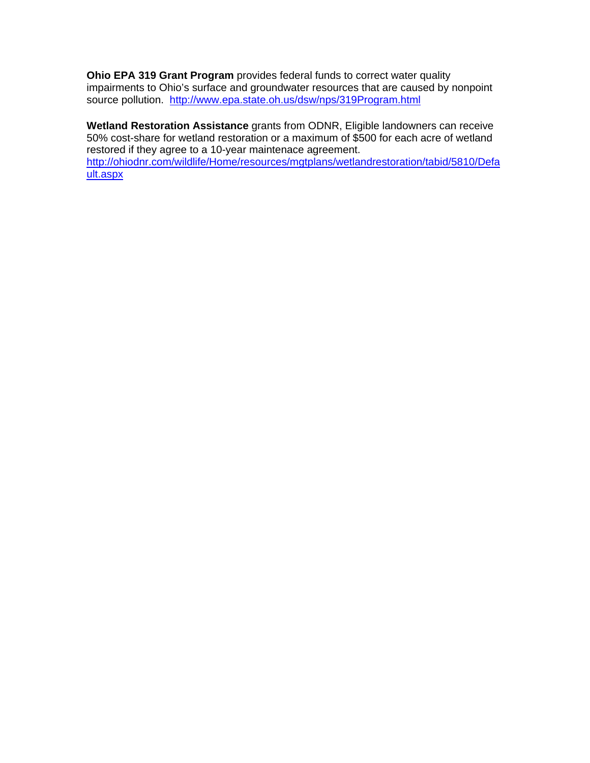**Ohio EPA 319 Grant Program** provides federal funds to correct water quality impairments to Ohio's surface and groundwater resources that are caused by nonpoint source pollution. http://www.epa.state.oh.us/dsw/nps/319Program.html

**Wetland Restoration Assistance** grants from ODNR, Eligible landowners can receive 50% cost-share for wetland restoration or a maximum of $500 for each acre of wetland restored if they agree to a 10-year maintenace agreement. http://ohiodnr.com/wildlife/Home/resources/mgtplans/wetlandrestoration/tabid/5810/Default.aspx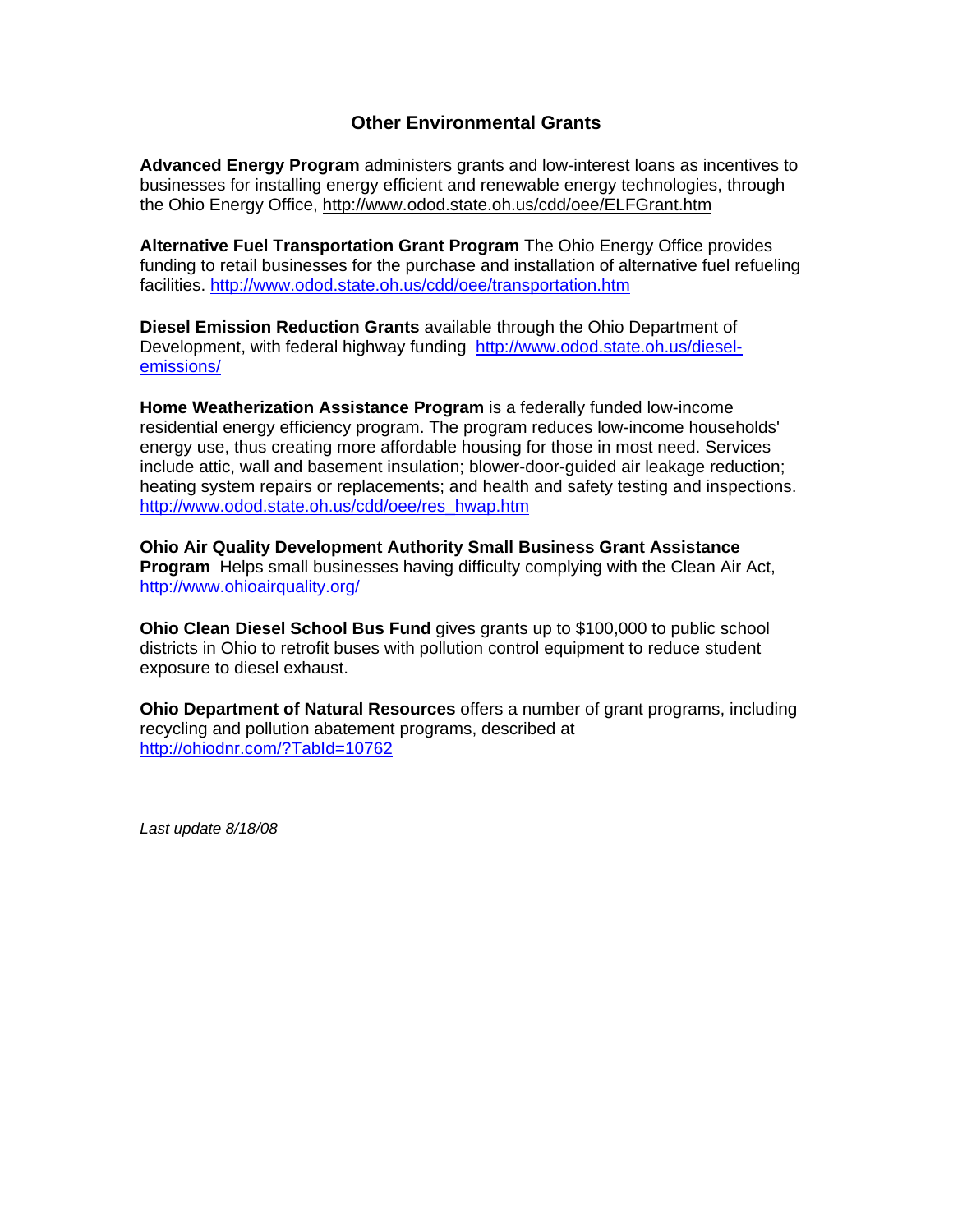## Other Environmental Grants

**Advanced Energy Program** administers grants and low-interest loans as incentives to businesses for installing energy efficient and renewable energy technologies, through the Ohio Energy Office, http://www.odod.state.oh.us/cdd/oee/ELFGrant.htm

**Alternative Fuel Transportation Grant Program** The Ohio Energy Office provides funding to retail businesses for the purchase and installation of alternative fuel refueling facilities. http://www.odod.state.oh.us/cdd/oee/transportation.htm

**Diesel Emission Reduction Grants** available through the Ohio Department of Development, with federal highway funding http://www.odod.state.oh.us/diesel-emissions/

**Home Weatherization Assistance Program** is a federally funded low-income residential energy efficiency program. The program reduces low-income households' energy use, thus creating more affordable housing for those in most need. Services include attic, wall and basement insulation; blower-door-guided air leakage reduction; heating system repairs or replacements; and health and safety testing and inspections. http://www.odod.state.oh.us/cdd/oee/res_hwap.htm

**Ohio Air Quality Development Authority Small Business Grant Assistance Program** Helps small businesses having difficulty complying with the Clean Air Act, http://www.ohioairquality.org/

**Ohio Clean Diesel School Bus Fund** gives grants up to $100,000 to public school districts in Ohio to retrofit buses with pollution control equipment to reduce student exposure to diesel exhaust.

**Ohio Department of Natural Resources** offers a number of grant programs, including recycling and pollution abatement programs, described at http://ohiodnr.com/?TabId=10762

*Last update 8/18/08*